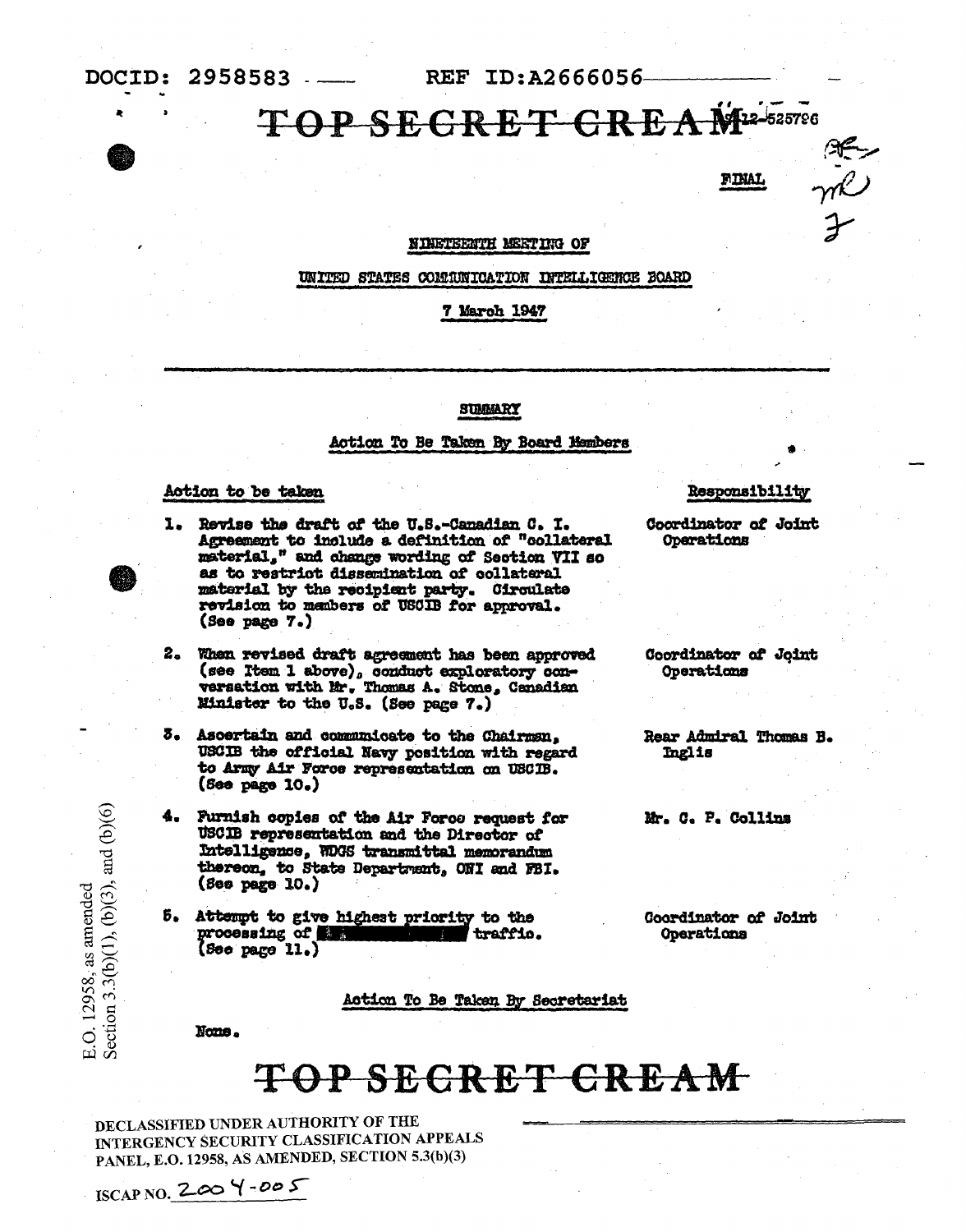DOCID: 2958583 REF ID:A2666056

TOP SECRET CREAM

FINAL

NINETEENTH MEETING OF

UNITED STATES COMMUNICATION INTELLIGENCE BOARD

7 March 1947

SUMMARY

Action To Be Taken By Board Members

| Action to be taken | Responsibility |
| --- | --- |
| 1. Revise the draft of the U.S.-Canadian C. I. Agreement to include a definition of "collateral material," and change wording of Section VII so as to restrict dissemination of collateral material by the recipient party. Circulate revision to members of USCIB for approval. (See page 7.) | Coordinator of Joint Operations |
| 2. When revised draft agreement has been approved (see Item 1 above), conduct exploratory conversation with Mr. Thomas A. Stone, Canadian Minister to the U.S. (See page 7.) | Coordinator of Joint Operations |
| 3. Ascertain and communicate to the Chairman, USCIB the official Navy position with regard to Army Air Force representation on USCIB. (See page 10.) | Rear Admiral Thomas B. Inglis |
| 4. Furnish copies of the Air Force request for USCIB representation and the Director of Intelligence, WDGS transmittal memorandum thereon, to State Department, ONI and FBI. (See page 10.) | Mr. C. P. Collins |
| 5. Attempt to give highest priority to the processing of [REDACTED] traffic. (See page 11.) | Coordinator of Joint Operations |

Action To Be Taken By Secretariat

None.

TOP SECRET CREAM

E.O. 12958, as amended Section 3.3(b)(1), (b)(3), and (b)(6)

DECLASSIFIED UNDER AUTHORITY OF THE INTERGENCY SECURITY CLASSIFICATION APPEALS PANEL, E.O. 12958, AS AMENDED, SECTION 5.3(b)(3)

ISCAP NO. 2004-005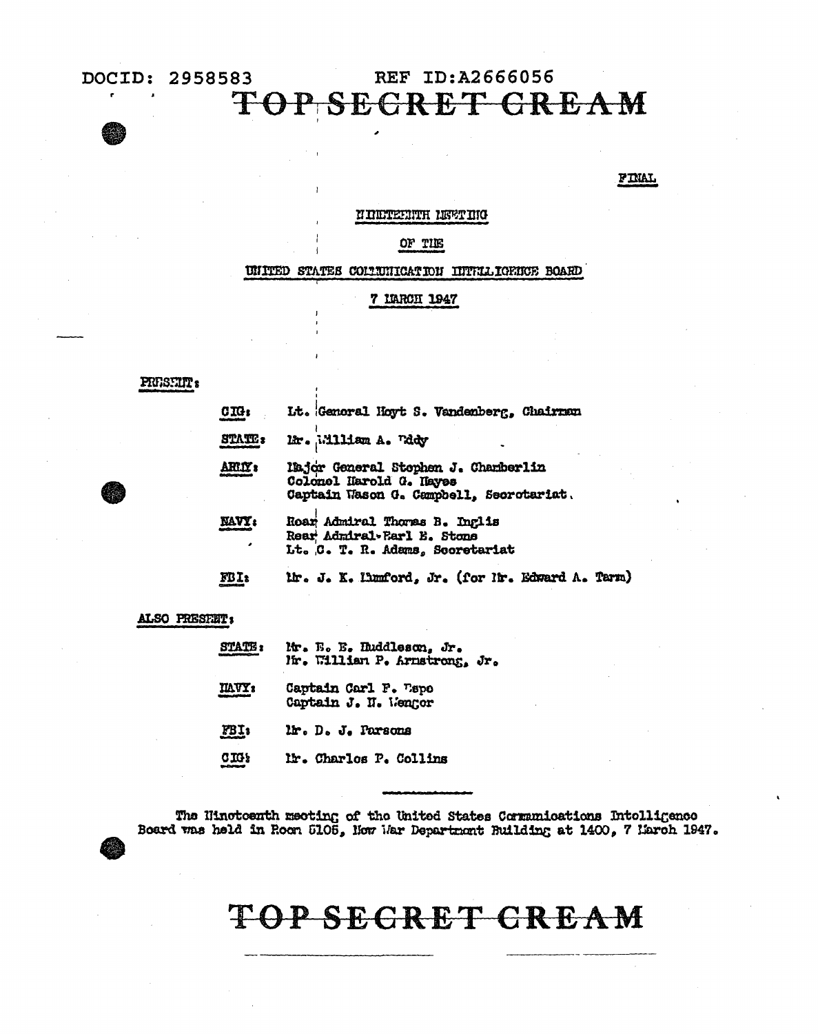DOCID: 2958583 REF ID:A2666056

TOP SECRET CREAM

FINAL

NINETEENTH MEETING

OF THE

UNITED STATES COMMUNICATION INTELLIGENCE BOARD

7 MARCH 1947

**PRESENT:**

**CIG:** Lt. General Hoyt S. Vandenberg, Chairman

**STATE:** Mr. William A. Eddy

**ARMY:** Major General Stephen J. Chamberlin
Colonel Harold G. Hayes
Captain Wason G. Campbell, Secretariat

**NAVY:** Rear Admiral Thomas B. Inglis
Rear Admiral Earl E. Stone
Lt. C. T. R. Adams, Secretariat

**FBI:** Mr. J. K. Mumford, Jr. (for Mr. Edward A. Tamm)

**ALSO PRESENT:**

**STATE:** Mr. E. E. Huddleson, Jr.
Mr. William P. Armstrong, Jr.

**NAVY:** Captain Carl F. Espe
Captain J. N. Wenger

**FBI:** Mr. D. J. Parsons

**CIG:** Mr. Charles P. Collins

---

The Nineteenth meeting of the United States Communications Intelligence Board was held in Room 5105, New War Department Building at 1400, 7 March 1947.

TOP SECRET CREAM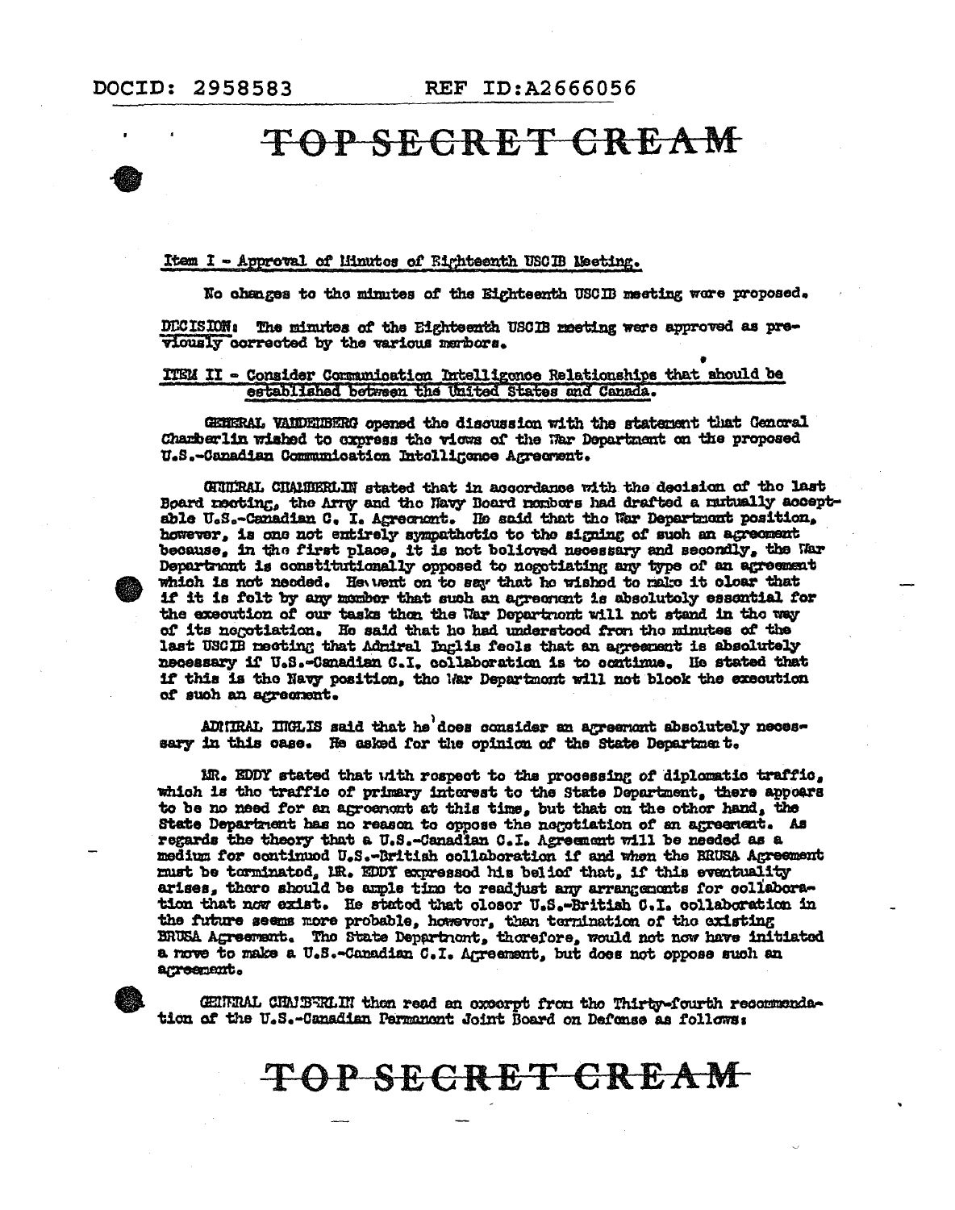DOCID: 2958583 REF ID:A2666056

# TOP SECRET CREAM

Item I - Approval of Minutes of Eighteenth USCIB Meeting.

No changes to the minutes of the Eighteenth USCIB meeting were proposed.

DECISION: The minutes of the Eighteenth USCIB meeting were approved as previously corrected by the various members.

ITEM II - Consider Communication Intelligence Relationships that should be established between the United States and Canada.

GENERAL VANDENBERG opened the discussion with the statement that General Chamberlin wished to express the views of the War Department on the proposed U.S.-Canadian Communication Intelligence Agreement.

GENERAL CHAMBERLIN stated that in accordance with the decision of the last Board meeting, the Army and the Navy Board members had drafted a mutually acceptable U.S.-Canadian C. I. Agreement. He said that the War Department position, however, is one not entirely sympathetic to the signing of such an agreement because, in the first place, it is not believed necessary and secondly, the War Department is constitutionally opposed to negotiating any type of an agreement which is not needed. He went on to say that he wished to make it clear that if it is felt by any member that such an agreement is absolutely essential for the execution of our tasks then the War Department will not stand in the way of its negotiation. He said that he had understood from the minutes of the last USCIB meeting that Admiral Inglis feels that an agreement is absolutely necessary if U.S.-Canadian C.I. collaboration is to continue. He stated that if this is the Navy position, the War Department will not block the execution of such an agreement.

ADMIRAL INGLIS said that he does consider an agreement absolutely necessary in this case. He asked for the opinion of the State Department.

MR. EDDY stated that with respect to the processing of diplomatic traffic, which is the traffic of primary interest to the State Department, there appears to be no need for an agreement at this time, but that on the other hand, the State Department has no reason to oppose the negotiation of an agreement. As regards the theory that a U.S.-Canadian C.I. Agreement will be needed as a medium for continued U.S.-British collaboration if and when the BRUSA Agreement must be terminated, MR. EDDY expressed his belief that, if this eventuality arises, there should be ample time to readjust any arrangements for collaboration that now exist. He stated that closer U.S.-British C.I. collaboration in the future seems more probable, however, than termination of the existing BRUSA Agreement. The State Department, therefore, would not now have initiated a move to make a U.S.-Canadian C.I. Agreement, but does not oppose such an agreement.

GENERAL CHAMBERLIN then read an excerpt from the Thirty-fourth recommendation of the U.S.-Canadian Permanent Joint Board on Defense as follows:

# TOP SECRET CREAM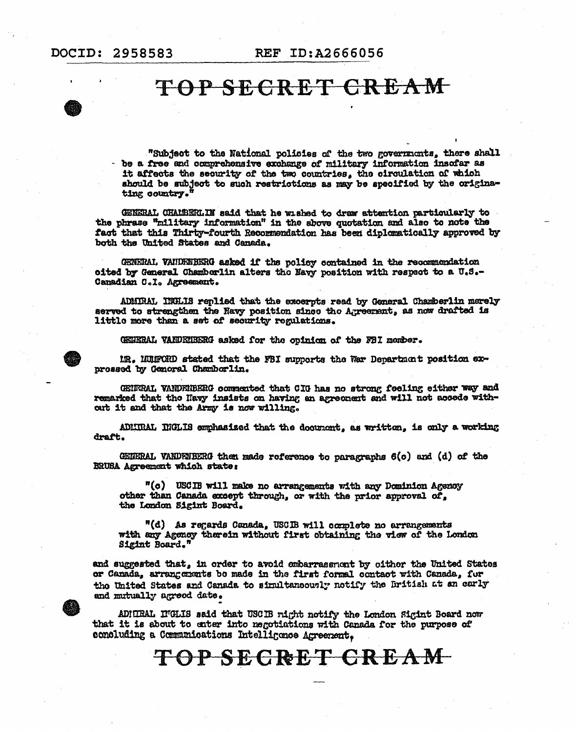"Subject to the National policies of the two governments, there shall be a free and comprehensive exchange of military information insofar as it affects the security of the two countries, the circulation of which should be subject to such restrictions as may be specified by the originating country."

GENERAL CHAMBERLIN said that he wished to draw attention particularly to the phrase "military information" in the above quotation and also to note the fact that this Thirty-fourth Recommendation has been diplomatically approved by both the United States and Canada.

GENERAL VANDENBERG asked if the policy contained in the recommendation cited by General Chamberlin alters the Navy position with respect to a U.S.-Canadian C.I. Agreement.

ADMIRAL INGLIS replied that the excerpts read by General Chamberlin merely served to strengthen the Navy position since the Agreement, as now drafted is little more than a set of security regulations.

GENERAL VANDENBERG asked for the opinion of the FBI member.

MR. MUMFORD stated that the FBI supports the War Department position expressed by General Chamberlin.

GENERAL VANDENBERG commented that CIG has no strong feeling either way and remarked that the Navy insists on having an agreement and will not accede without it and that the Army is now willing.

ADMIRAL INGLIS emphasized that the document, as written, is only a working draft.

GENERAL VANDENBERG then made reference to paragraphs 6(c) and (d) of the BRUSA Agreement which state:

> "(c) USCIB will make no arrangements with any Dominion Agency other than Canada except through, or with the prior approval of, the London Sigint Board.
>
> "(d) As regards Canada, USCIB will complete no arrangements with any Agency therein without first obtaining the view of the London Sigint Board."

and suggested that, in order to avoid embarrassment by either the United States or Canada, arrangements be made in the first formal contact with Canada, for the United States and Canada to simultaneously notify the British at an early and mutually agreed date.

ADMIRAL INGLIS said that USCIB might notify the London Sigint Board now that it is about to enter into negotiations with Canada for the purpose of concluding a Communications Intelligence Agreement,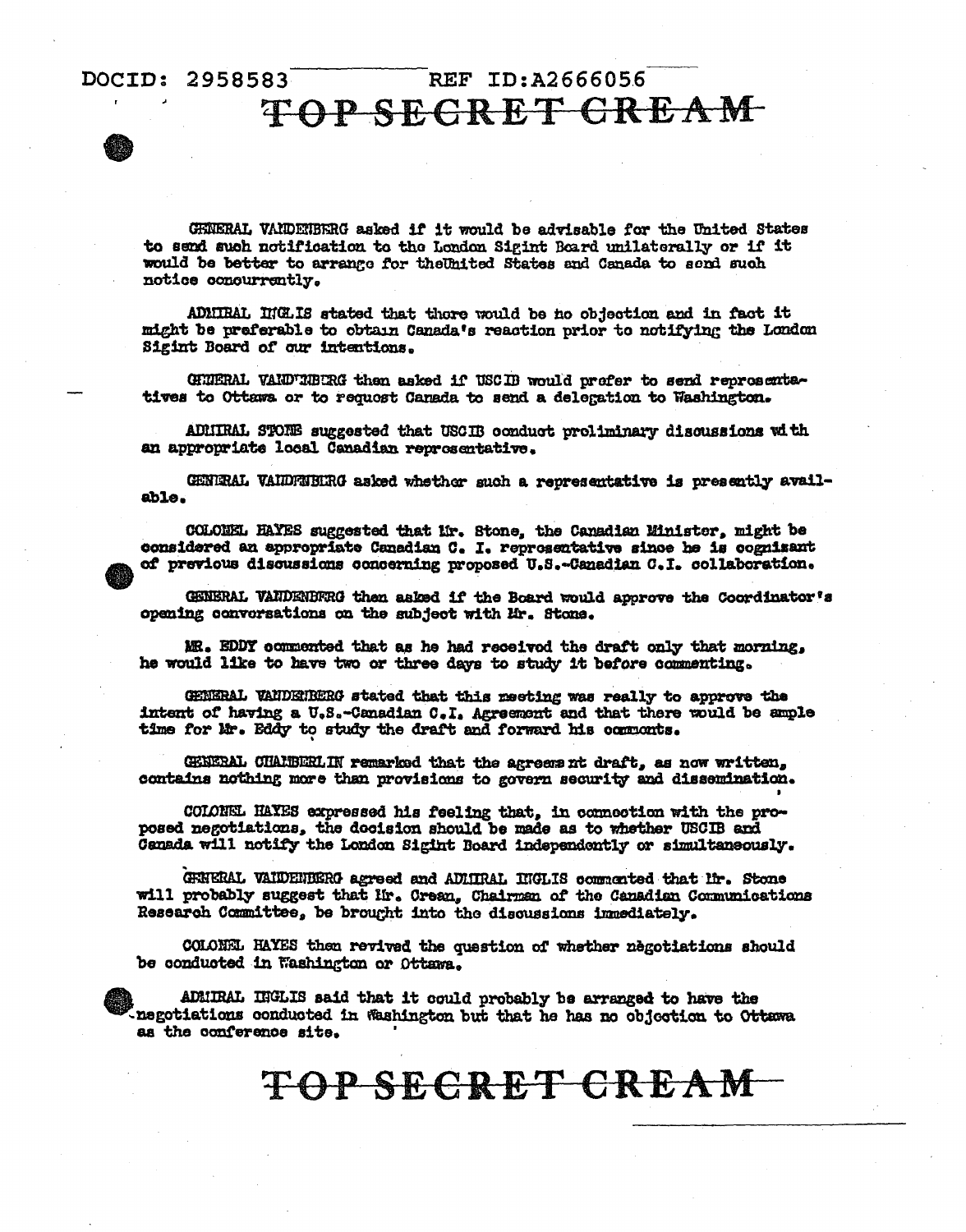GENERAL VANDENBERG asked if it would be advisable for the United States to send such notification to the London Sigint Board unilaterally or if it would be better to arrange for the United States and Canada to send such notice concurrently.

ADMIRAL INGLIS stated that there would be no objection and in fact it might be preferable to obtain Canada's reaction prior to notifying the London Sigint Board of our intentions.

GENERAL VANDENBERG then asked if USCIB would prefer to send representatives to Ottawa or to request Canada to send a delegation to Washington.

ADMIRAL STONE suggested that USCIB conduct preliminary discussions with an appropriate local Canadian representative.

GENERAL VANDENBERG asked whether such a representative is presently available.

COLONEL HAYES suggested that Mr. Stone, the Canadian Minister, might be considered an appropriate Canadian C. I. representative since he is cognizant of previous discussions concerning proposed U.S.-Canadian C.I. collaboration.

GENERAL VANDENBERG then asked if the Board would approve the Coordinator's opening conversations on the subject with Mr. Stone.

MR. EDDY commented that as he had received the draft only that morning, he would like to have two or three days to study it before commenting.

GENERAL VANDENBERG stated that this meeting was really to approve the intent of having a U.S.-Canadian C.I. Agreement and that there would be ample time for Mr. Eddy to study the draft and forward his comments.

GENERAL CHAMBERLIN remarked that the agreement draft, as now written, contains nothing more than provisions to govern security and dissemination.

COLONEL HAYES expressed his feeling that, in connection with the proposed negotiations, the decision should be made as to whether USCIB and Canada will notify the London Sigint Board independently or simultaneously.

GENERAL VANDENBERG agreed and ADMIRAL INGLIS commented that Mr. Stone will probably suggest that Mr. Crean, Chairman of the Canadian Communications Research Committee, be brought into the discussions immediately.

COLONEL HAYES then revived the question of whether negotiations should be conducted in Washington or Ottawa.

ADMIRAL INGLIS said that it could probably be arranged to have the negotiations conducted in Washington but that he has no objection to Ottawa as the conference site.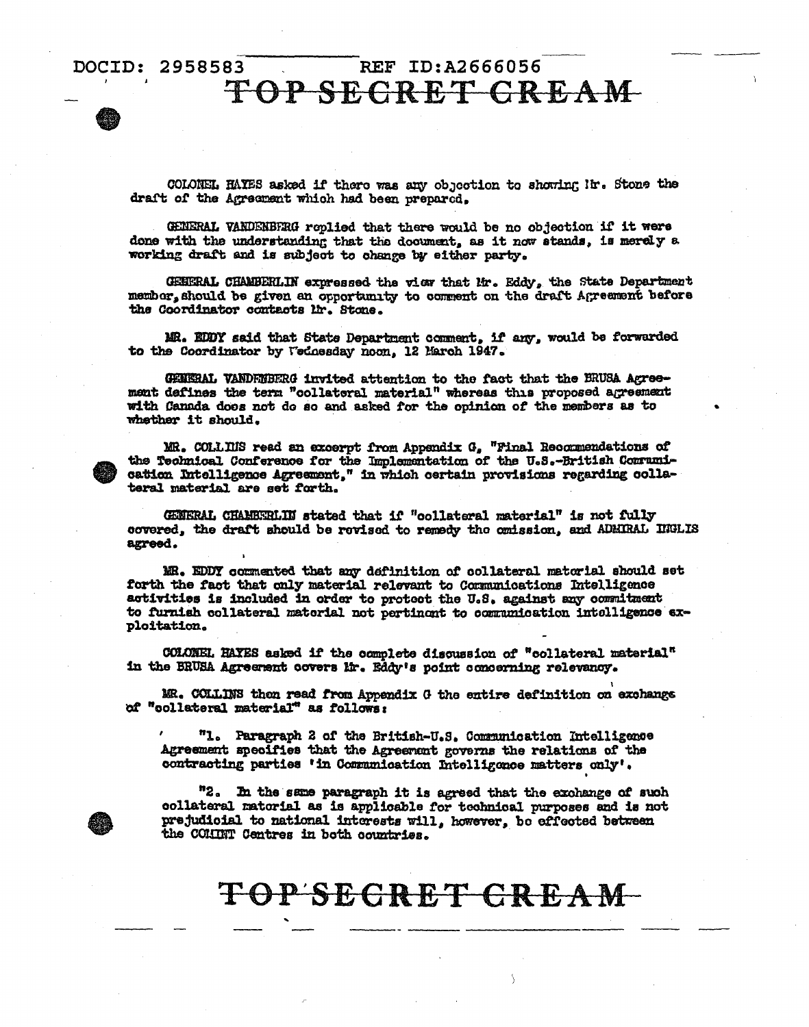COLONEL HAYES asked if there was any objection to showing Mr. Stone the draft of the Agreement which had been prepared.

GENERAL VANDENBERG replied that there would be no objection if it were done with the understanding that the document, as it now stands, is merely a working draft and is subject to change by either party.

GENERAL CHAMBERLIN expressed the view that Mr. Eddy, the State Department member, should be given an opportunity to comment on the draft Agreement before the Coordinator contacts Mr. Stone.

MR. EDDY said that State Department comment, if any, would be forwarded to the Coordinator by Wednesday noon, 12 March 1947.

GENERAL VANDENBERG invited attention to the fact that the BRUSA Agreement defines the term "collateral material" whereas this proposed agreement with Canada does not do so and asked for the opinion of the members as to whether it should.

MR. COLLINS read an excerpt from Appendix G, "Final Recommendations of the Technical Conference for the Implementation of the U.S.-British Communication Intelligence Agreement," in which certain provisions regarding collateral material are set forth.

GENERAL CHAMBERLIN stated that if "collateral material" is not fully covered, the draft should be revised to remedy the omission, and ADMIRAL INGLIS agreed.

MR. EDDY commented that any definition of collateral material should set forth the fact that only material relevant to Communications Intelligence activities is included in order to protect the U.S. against any commitment to furnish collateral material not pertinent to communication intelligence exploitation.

COLONEL HAYES asked if the complete discussion of "collateral material" in the BRUSA Agreement covers Mr. Eddy's point concerning relevancy.

MR. COLLINS then read from Appendix G the entire definition on exchange of "collateral material" as follows:

> "1. Paragraph 2 of the British-U.S. Communication Intelligence Agreement specifies that the Agreement governs the relations of the contracting parties 'in Communication Intelligence matters only'.
>
> "2. In the same paragraph it is agreed that the exchange of such collateral material as is applicable for technical purposes and is not prejudicial to national interests will, however, be effected between the COMINT Centres in both countries.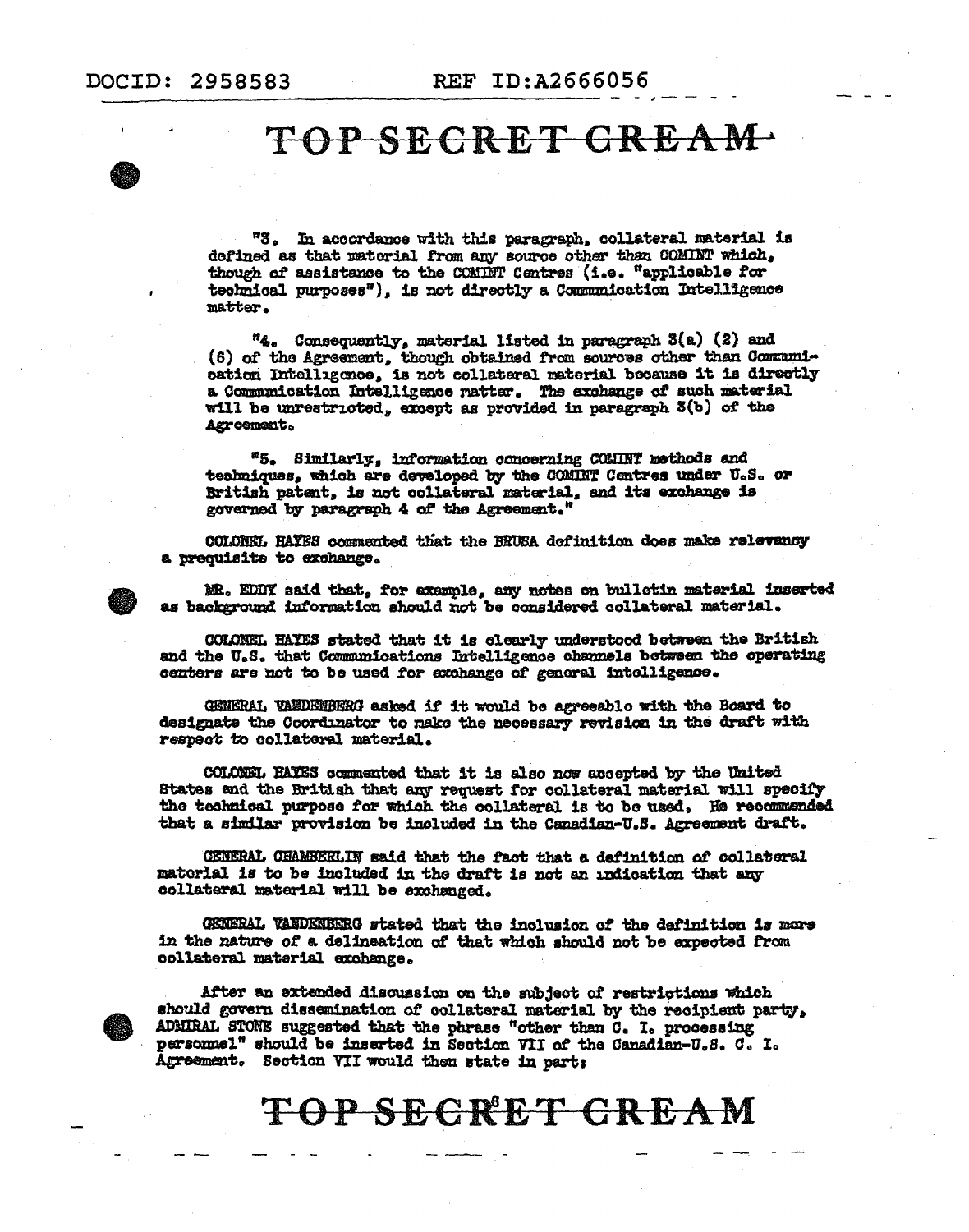"3. In accordance with this paragraph, collateral material is defined as that material from any source other than COMINT which, though of assistance to the COMINT Centres (i.e. "applicable for technical purposes"), is not directly a Communication Intelligence matter.

"4. Consequently, material listed in paragraph 3(a) (2) and (6) of the Agreement, though obtained from sources other than Communication Intelligence, is not collateral material because it is directly a Communication Intelligence matter. The exchange of such material will be unrestricted, except as provided in paragraph 3(b) of the Agreement.

"5. Similarly, information concerning COMINT methods and techniques, which are developed by the COMINT Centres under U.S. or British patent, is not collateral material, and its exchange is governed by paragraph 4 of the Agreement."

COLONEL HAYES commented that the BRUSA definition does make relevancy a prerequisite to exchange.

MR. EDDY said that, for example, any notes on bulletin material inserted as background information should not be considered collateral material.

COLONEL HAYES stated that it is clearly understood between the British and the U.S. that Communications Intelligence channels between the operating centers are not to be used for exchange of general intelligence.

GENERAL VANDENBERG asked if it would be agreeable with the Board to designate the Coordinator to make the necessary revision in the draft with respect to collateral material.

COLONEL HAYES commented that it is also now accepted by the United States and the British that any request for collateral material will specify the technical purpose for which the collateral is to be used. He recommended that a similar provision be included in the Canadian-U.S. Agreement draft.

GENERAL CHAMBERLIN said that the fact that a definition of collateral material is to be included in the draft is not an indication that any collateral material will be exchanged.

GENERAL VANDENBERG stated that the inclusion of the definition is more in the nature of a delineation of that which should not be expected from collateral material exchange.

After an extended discussion on the subject of restrictions which should govern dissemination of collateral material by the recipient party, ADMIRAL STONE suggested that the phrase "other than C. I. processing personnel" should be inserted in Section VII of the Canadian-U.S. C. I. Agreement. Section VII would then state in part: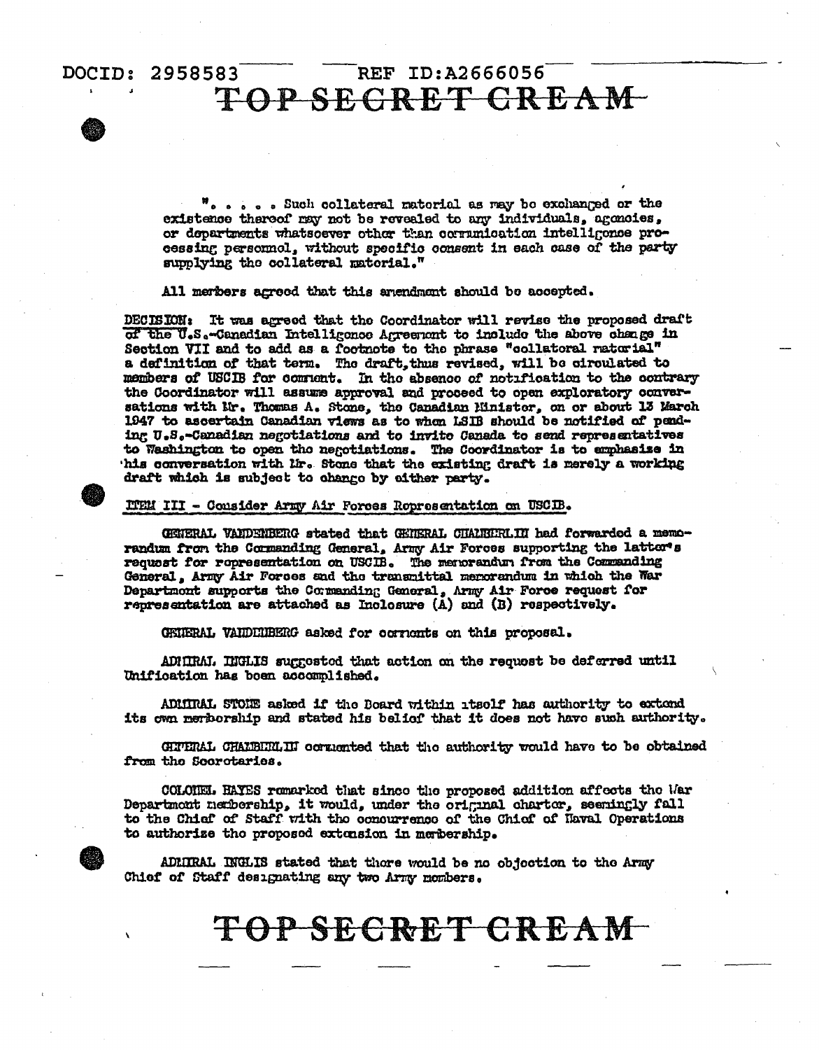"..... Such collateral material as may be exchanged or the existence thereof may not be revealed to any individuals, agencies, or departments whatsoever other than communication intelligence processing personnel, without specific consent in each case of the party supplying the collateral material."

All members agreed that this amendment should be accepted.

DECISION: It was agreed that the Coordinator will revise the proposed draft of the U.S.-Canadian Intelligence Agreement to include the above change in Section VII and to add as a footnote to the phrase "collateral material" a definition of that term. The draft, thus revised, will be circulated to members of USCIB for comment. In the absence of notification to the contrary the Coordinator will assume approval and proceed to open exploratory conversations with Mr. Thomas A. Stone, the Canadian Minister, on or about 13 March 1947 to ascertain Canadian views as to when LSIB should be notified of pending U.S.-Canadian negotiations and to invite Canada to send representatives to Washington to open the negotiations. The Coordinator is to emphasize in his conversation with Mr. Stone that the existing draft is merely a working draft which is subject to change by either party.

ITEM III - Consider Army Air Forces Representation on USCIB.

GENERAL VANDENBERG stated that GENERAL CHAMBERLIN had forwarded a memorandum from the Commanding General, Army Air Forces supporting the latter's request for representation on USCIB. The memorandum from the Commanding General, Army Air Forces and the transmittal memorandum in which the War Department supports the Commanding General, Army Air Force request for representation are attached as Inclosure (A) and (B) respectively.

GENERAL VANDENBERG asked for comments on this proposal.

ADMIRAL INGLIS suggested that action on the request be deferred until Unification has been accomplished.

ADMIRAL STONE asked if the Board within itself has authority to extend its own membership and stated his belief that it does not have such authority.

GENERAL CHAMBERLIN commented that the authority would have to be obtained from the Secretaries.

COLONEL HAYES remarked that since the proposed addition affects the War Department membership, it would, under the original charter, seemingly fall to the Chief of Staff with the concurrence of the Chief of Naval Operations to authorize the proposed extension in membership.

ADMIRAL INGLIS stated that there would be no objection to the Army Chief of Staff designating any two Army members.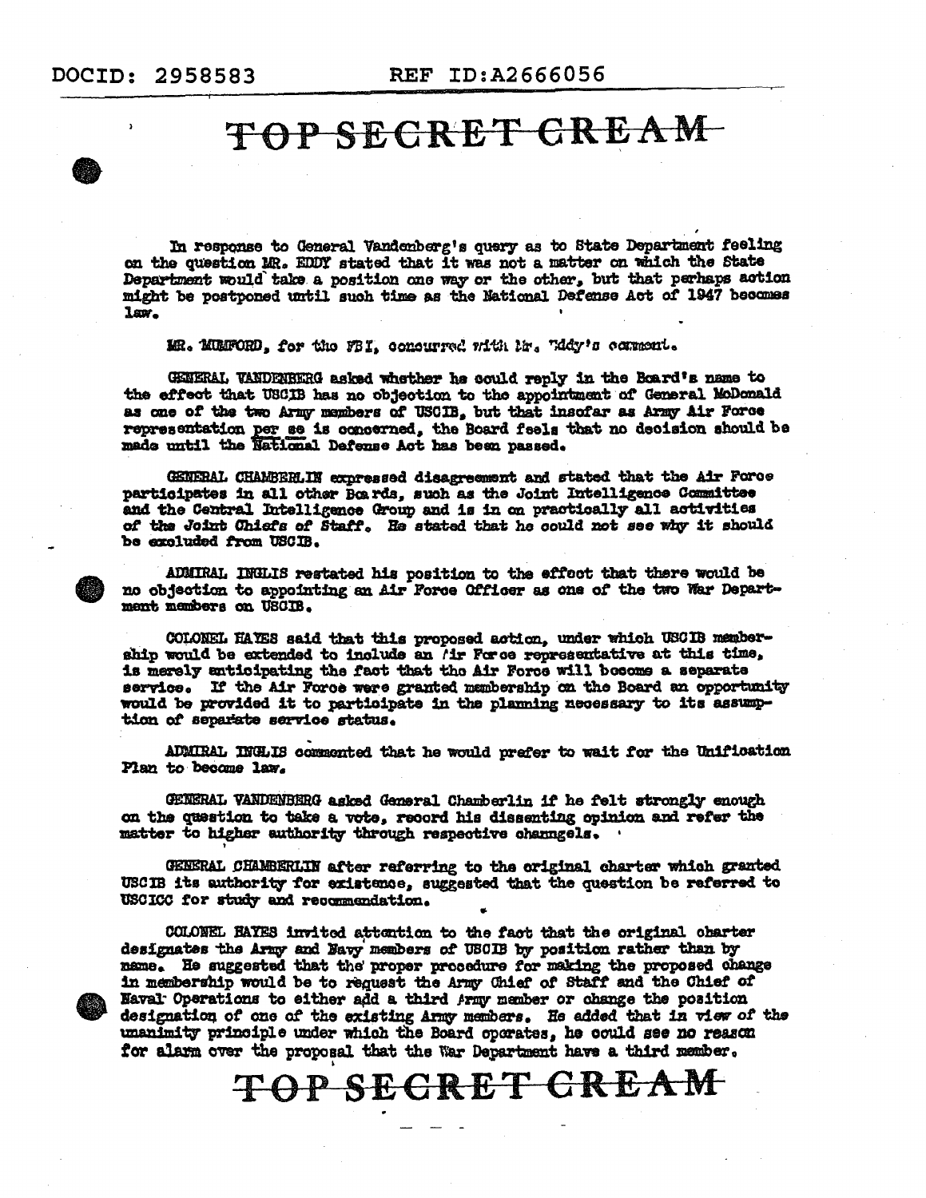DOCID: 2958583 REF ID:A2666056

TOP SECRET CREAM

In response to General Vandenberg's query as to State Department feeling on the question MR. EDDY stated that it was not a matter on which the State Department would take a position one way or the other, but that perhaps action might be postponed until such time as the National Defense Act of 1947 becomes law.

MR. MUMFORD, for the FBI, concurred with Mr. Eddy's comment.

GENERAL VANDENBERG asked whether he could reply in the Board's name to the effect that USCIB has no objection to the appointment of General McDonald as one of the two Army members of USCIB, but that insofar as Army Air Force representation per se is concerned, the Board feels that no decision should be made until the National Defense Act has been passed.

GENERAL CHAMBERLIN expressed disagreement and stated that the Air Force participates in all other Boards, such as the Joint Intelligence Committee and the Central Intelligence Group and is in on practically all activities of the Joint Chiefs of Staff. He stated that he could not see why it should be excluded from USCIB.

ADMIRAL INGLIS restated his position to the effect that there would be no objection to appointing an Air Force Officer as one of the two War Department members on USCIB.

COLONEL HAYES said that this proposed action, under which USCIB membership would be extended to include an Air Force representative at this time, is merely anticipating the fact that the Air Force will become a separate service. If the Air Force were granted membership on the Board an opportunity would be provided it to participate in the planning necessary to its assumption of separate service status.

ADMIRAL INGLIS commented that he would prefer to wait for the Unification Plan to become law.

GENERAL VANDENBERG asked General Chamberlin if he felt strongly enough on the question to take a vote, record his dissenting opinion and refer the matter to higher authority through respective channgels.

GENERAL CHAMBERLIN after referring to the original charter which granted USCIB its authority for existence, suggested that the question be referred to USCICC for study and recommendation.

COLONEL HAYES invited attention to the fact that the original charter designates the Army and Navy members of USCIB by position rather than by name. He suggested that the proper procedure for making the proposed change in membership would be to request the Army Chief of Staff and the Chief of Naval Operations to either add a third Army member or change the position designation of one of the existing Army members. He added that in view of the unanimity principle under which the Board operates, he could see no reason for alarm over the proposal that the War Department have a third member.

TOP SECRET CREAM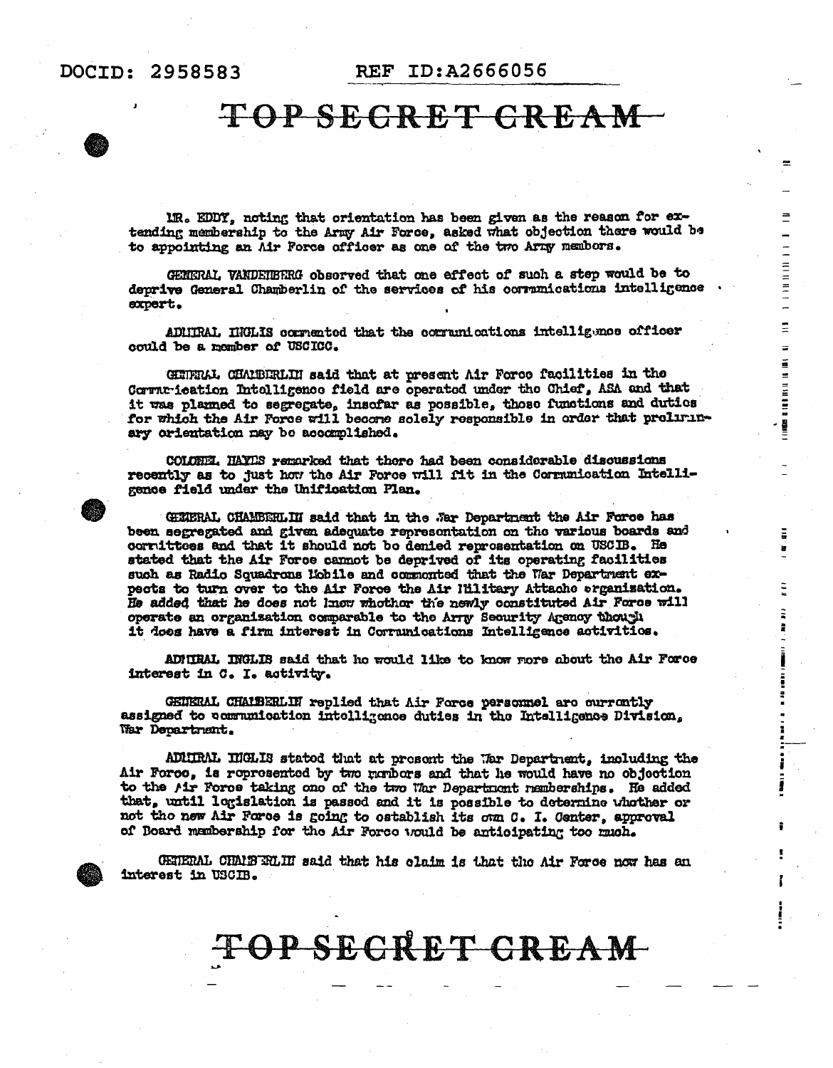TOP SECRET CREAM

MR. EDDY, noting that orientation has been given as the reason for extending membership to the Army Air Force, asked what objection there would be to appointing an Air Force officer as one of the two Army members.

GENERAL VANDENBERG observed that one effect of such a step would be to deprive General Chamberlin of the services of his communications intelligence expert.

ADMIRAL INGLIS commented that the communications intelligence officer could be a member of USCICC.

GENERAL CHAMBERLIN said that at present Air Force facilities in the Communication Intelligence field are operated under the Chief, ASA and that it was planned to segregate, insofar as possible, those functions and duties for which the Air Force will become solely responsible in order that preliminary orientation may be accomplished.

COLONEL HAYES remarked that there had been considerable discussions recently as to just how the Air Force will fit in the Communication Intelligence field under the Unification Plan.

GENERAL CHAMBERLIN said that in the War Department the Air Force has been segregated and given adequate representation on the various boards and committees and that it should not be denied representation on USCIB. He stated that the Air Force cannot be deprived of its operating facilities such as Radio Squadrons Mobile and commented that the War Department expects to turn over to the Air Force the Air Military Attache organization. He added that he does not know whether the newly constituted Air Force will operate an organization comparable to the Army Security Agency though it does have a firm interest in Communications Intelligence activities.

ADMIRAL INGLIS said that he would like to know more about the Air Force interest in C. I. activity.

GENERAL CHAMBERLIN replied that Air Force personnel are currently assigned to communication intelligence duties in the Intelligence Division, War Department.

ADMIRAL INGLIS stated that at present the War Department, including the Air Force, is represented by two members and that he would have no objection to the Air Force taking one of the two War Department memberships. He added that, until legislation is passed and it is possible to determine whether or not the new Air Force is going to establish its own C. I. Center, approval of Board membership for the Air Force would be anticipating too much.

GENERAL CHAMBERLIN said that his claim is that the Air Force now has an interest in USCIB.

TOP SECRET CREAM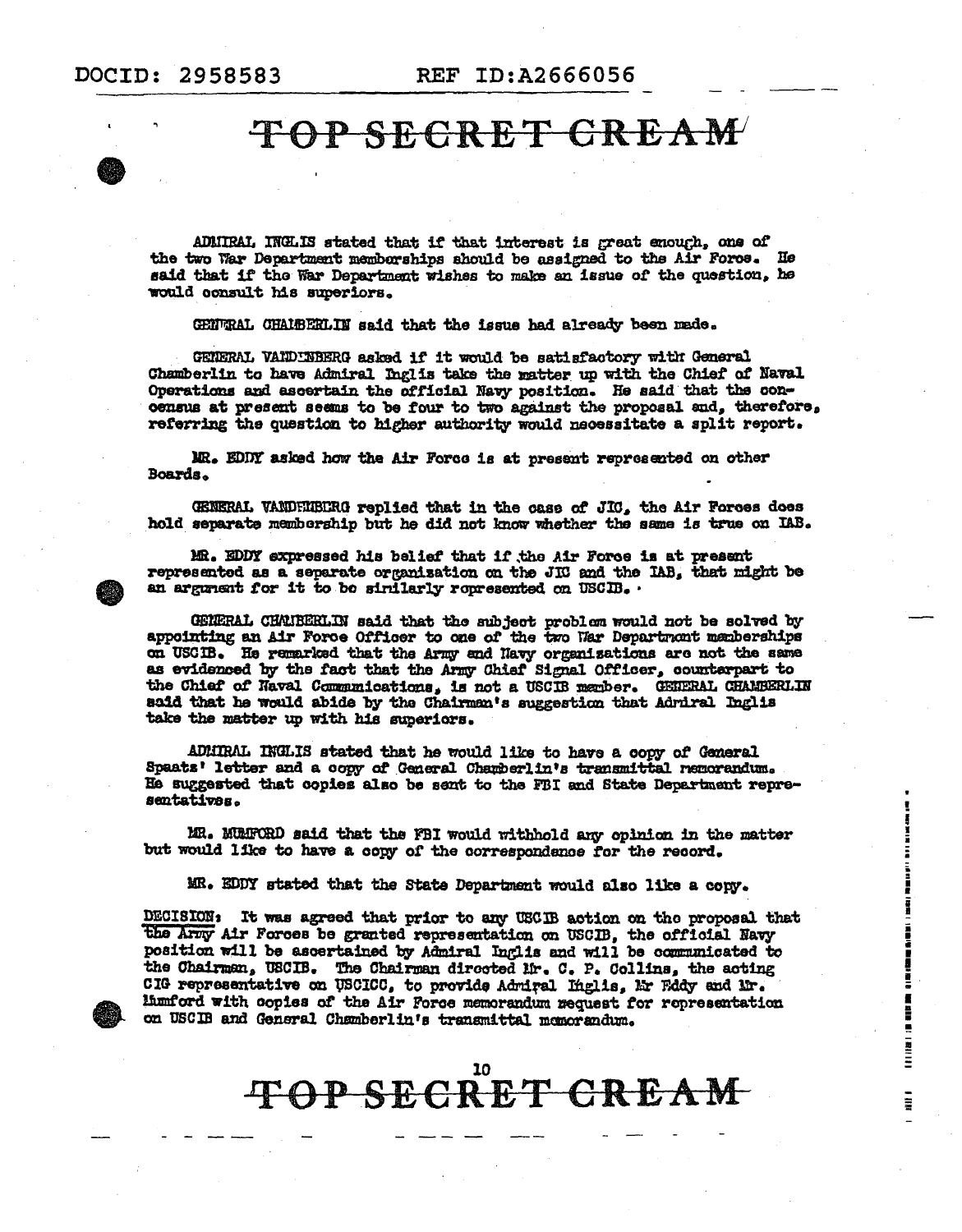TOP SECRET CREAM

ADMIRAL INGLIS stated that if that interest is great enough, one of the two War Department memberships should be assigned to the Air Force. He said that if the War Department wishes to make an issue of the question, he would consult his superiors.

GENERAL CHAMBERLIN said that the issue had already been made.

GENERAL VANDENBERG asked if it would be satisfactory with General Chamberlin to have Admiral Inglis take the matter up with the Chief of Naval Operations and ascertain the official Navy position. He said that the consensus at present seems to be four to two against the proposal and, therefore, referring the question to higher authority would necessitate a split report.

MR. EDDY asked how the Air Force is at present represented on other Boards.

GENERAL VANDENBERG replied that in the case of JIC, the Air Forces does hold separate membership but he did not know whether the same is true on IAB.

MR. EDDY expressed his belief that if the Air Force is at present represented as a separate organization on the JIC and the IAB, that might be an argument for it to be similarly represented on USCIB.

GENERAL CHAMBERLIN said that the subject problem would not be solved by appointing an Air Force Officer to one of the two War Department memberships on USCIB. He remarked that the Army and Navy organizations are not the same as evidenced by the fact that the Army Chief Signal Officer, counterpart to the Chief of Naval Communications, is not a USCIB member. GENERAL CHAMBERLIN said that he would abide by the Chairman's suggestion that Admiral Inglis take the matter up with his superiors.

ADMIRAL INGLIS stated that he would like to have a copy of General Spaatz' letter and a copy of General Chamberlin's transmittal memorandum. He suggested that copies also be sent to the FBI and State Department representatives.

MR. MUMFORD said that the FBI would withhold any opinion in the matter but would like to have a copy of the correspondence for the record.

MR. EDDY stated that the State Department would also like a copy.

<u>DECISION</u>: It was agreed that prior to any USCIB action on the proposal that <u>the Army</u> Air Forces be granted representation on USCIB, the official Navy position will be ascertained by Admiral Inglis and will be communicated to the Chairman, USCIB. The Chairman directed Mr. C. P. Collins, the acting CIG representative on USCICC, to provide Admiral Inglis, Mr Eddy and Mr. Mumford with copies of the Air Force memorandum request for representation on USCIB and General Chamberlin's transmittal memorandum.

TOP SECRET CREAM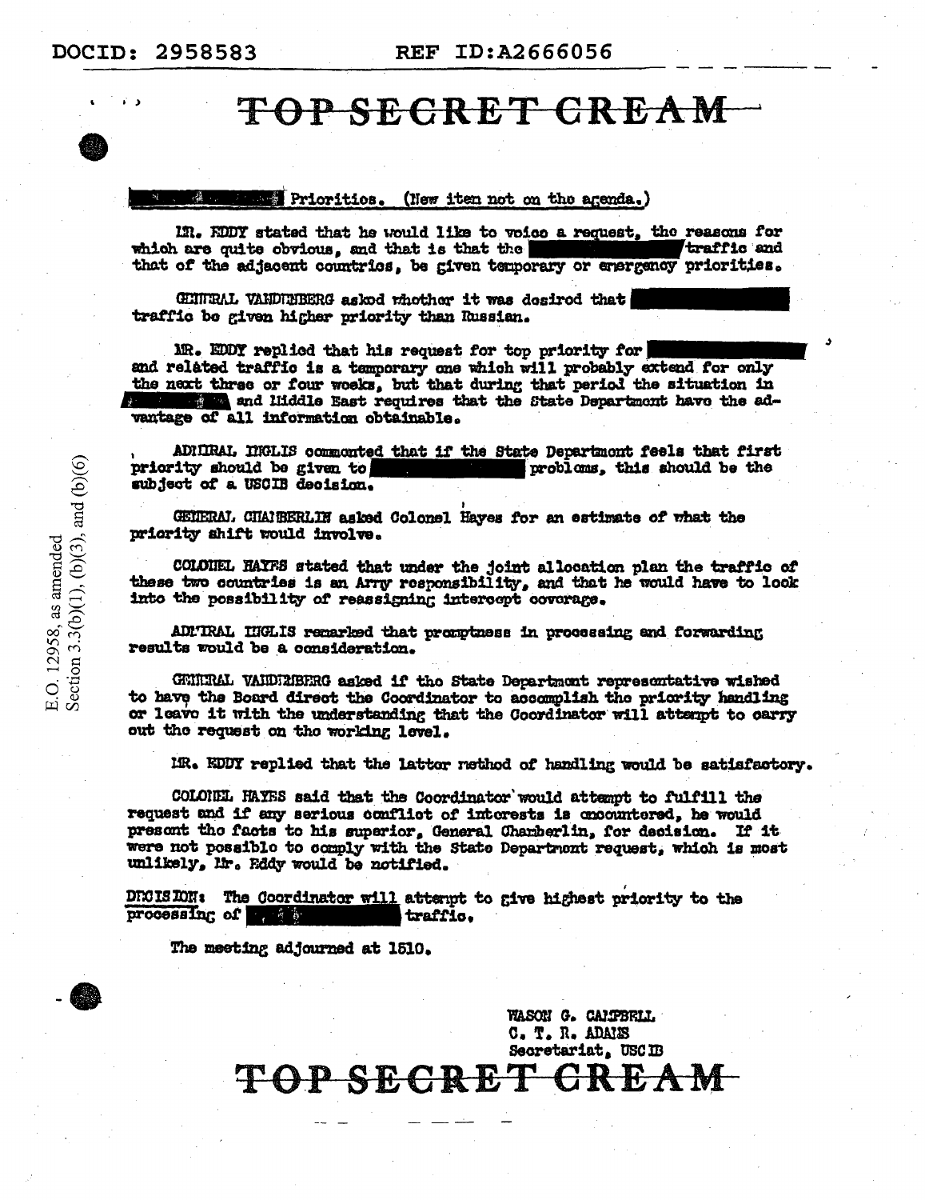DOCID: 2958583 REF ID:A2666056

TOP SECRET CREAM

[REDACTED] Priorities. (New item not on the agenda.)

MR. EDDY stated that he would like to voice a request, the reasons for which are quite obvious, and that is that the [REDACTED] traffic and that of the adjacent countries, be given temporary or emergency priorities.

GENERAL VANDENBERG asked whether it was desired that [REDACTED] traffic be given higher priority than Russian.

MR. EDDY replied that his request for top priority for [REDACTED] and related traffic is a temporary one which will probably extend for only the next three or four weeks, but that during that period the situation in [REDACTED] and Middle East requires that the State Department have the advantage of all information obtainable.

ADMIRAL INGLIS commented that if the State Department feels that first priority should be given to [REDACTED] problems, this should be the subject of a USCIB decision.

GENERAL CHAMBERLIN asked Colonel Hayes for an estimate of what the priority shift would involve.

COLONEL HAYES stated that under the joint allocation plan the traffic of these two countries is an Army responsibility, and that he would have to look into the possibility of reassigning intercept coverage.

ADMIRAL INGLIS remarked that promptness in processing and forwarding results would be a consideration.

GENERAL VANDENBERG asked if the State Department representative wished to have the Board direct the Coordinator to accomplish the priority handling or leave it with the understanding that the Coordinator will attempt to carry out the request on the working level.

MR. EDDY replied that the latter method of handling would be satisfactory.

COLONEL HAYES said that the Coordinator would attempt to fulfill the request and if any serious conflict of interests is encountered, he would present the facts to his superior, General Chamberlin, for decision. If it were not possible to comply with the State Department request, which is most unlikely, Mr. Eddy would be notified.

DECISION: The Coordinator will attempt to give highest priority to the processing of [REDACTED] traffic.

The meeting adjourned at 1510.

E.O. 12958, as amended Section 3.3(b)(1), (b)(3), and (b)(6)

MASON G. CAMPBELL
C. T. R. ADAMS
Secretariat, USCIB

TOP SECRET CREAM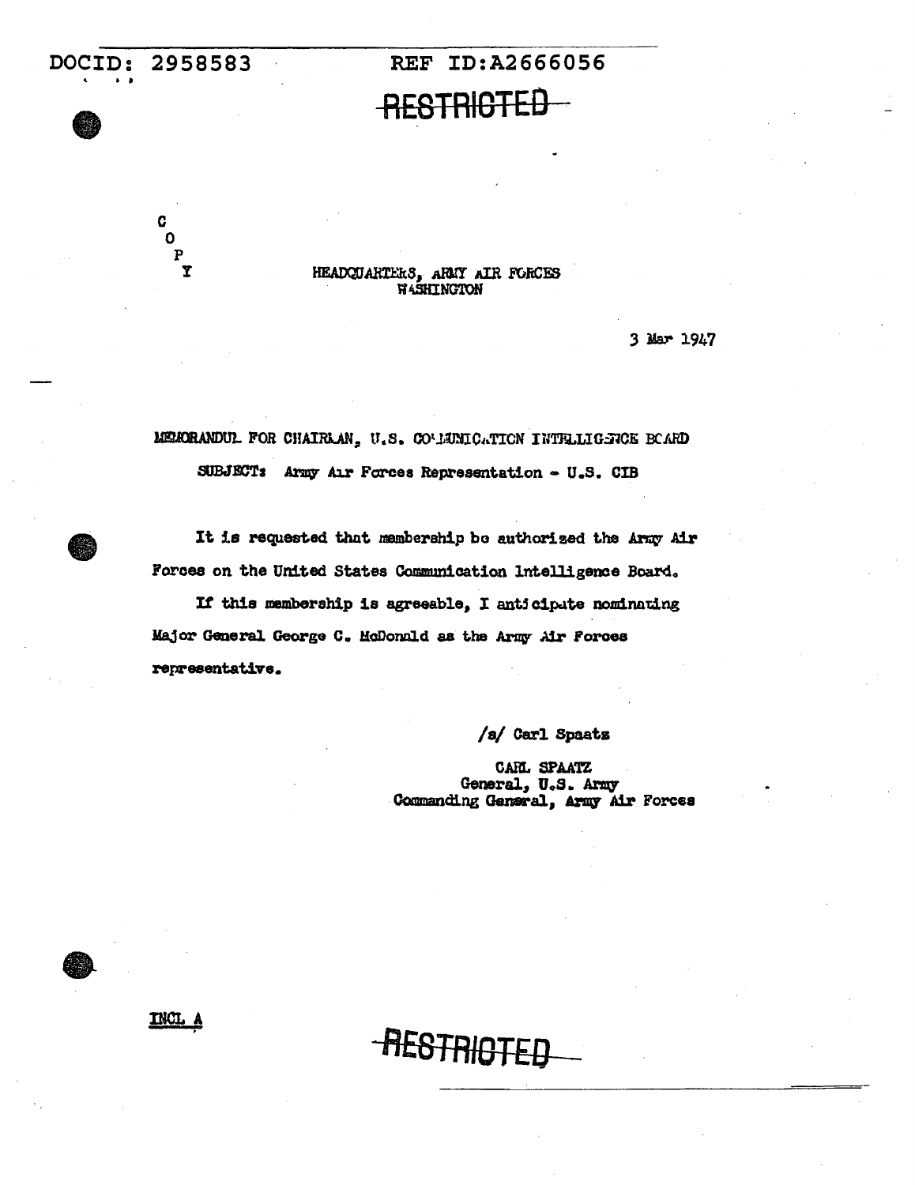DOCID: 2958583 REF ID:A2666056

RESTRICTED

C
O
P
Y

HEADQUARTERS, ARMY AIR FORCES
WASHINGTON

3 Mar 1947

MEMORANDUM FOR CHAIRMAN, U.S. COMMUNICATION INTELLIGENCE BOARD

SUBJECT: Army Air Forces Representation - U.S. CIB

It is requested that membership be authorized the Army Air Forces on the United States Communication Intelligence Board.

If this membership is agreeable, I anticipate nominating Major General George C. McDonald as the Army Air Forces representative.

/s/ Carl Spaatz

CARL SPAATZ
General, U.S. Army
Commanding General, Army Air Forces

INCL A

RESTRICTED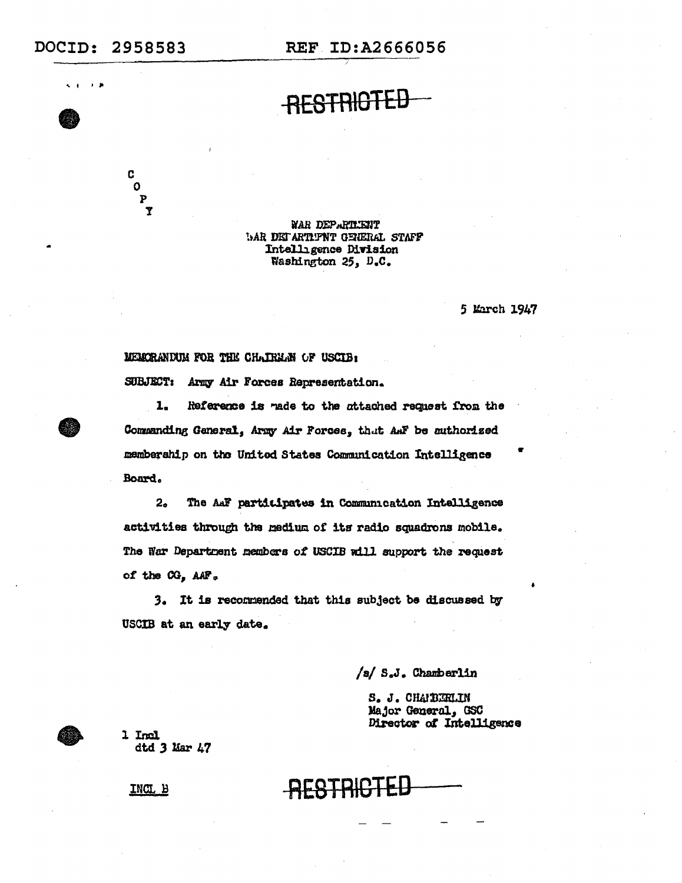DOCID: 2958583 REF ID:A2666056

RESTRICTED

C
O
P
Y

WAR DEPARTMENT
WAR DEPARTMENT GENERAL STAFF
Intelligence Division
Washington 25, D.C.

5 March 1947

MEMORANDUM FOR THE CHAIRMAN OF USCIB:

SUBJECT: Army Air Forces Representation.

1. Reference is made to the attached request from the Commanding General, Army Air Forces, that AAF be authorized membership on the United States Communication Intelligence Board.

2. The AAF participates in Communication Intelligence activities through the medium of its radio squadrons mobile. The War Department members of USCIB will support the request of the CG, AAF.

3. It is recommended that this subject be discussed by USCIB at an early date.

/s/ S.J. Chamberlin

S. J. CHAMBERLIN
Major General, GSC
Director of Intelligence

1 Incl
dtd 3 Mar 47

INCL B

RESTRICTED